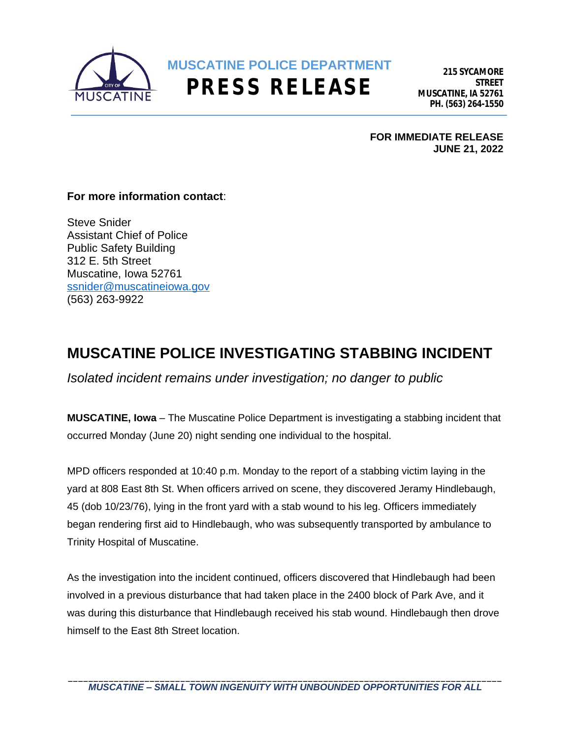# MUSCATINE POLICE DEPARTMENT

# PRESS RELEASE

**215 SYCAMORE STREET**
**MUSCATINE, IA 52761**
**PH. (563) 264-1550**

**FOR IMMEDIATE RELEASE**
**JUNE 21, 2022**

**For more information contact**:

Steve Snider
Assistant Chief of Police
Public Safety Building
312 E. 5th Street
Muscatine, Iowa 52761
ssnider@muscatineiowa.gov
(563) 263-9922

## MUSCATINE POLICE INVESTIGATING STABBING INCIDENT

*Isolated incident remains under investigation; no danger to public*

**MUSCATINE, Iowa** – The Muscatine Police Department is investigating a stabbing incident that occurred Monday (June 20) night sending one individual to the hospital.

MPD officers responded at 10:40 p.m. Monday to the report of a stabbing victim laying in the yard at 808 East 8th St. When officers arrived on scene, they discovered Jeramy Hindlebaugh, 45 (dob 10/23/76), lying in the front yard with a stab wound to his leg. Officers immediately began rendering first aid to Hindlebaugh, who was subsequently transported by ambulance to Trinity Hospital of Muscatine.

As the investigation into the incident continued, officers discovered that Hindlebaugh had been involved in a previous disturbance that had taken place in the 2400 block of Park Ave, and it was during this disturbance that Hindlebaugh received his stab wound. Hindlebaugh then drove himself to the East 8th Street location.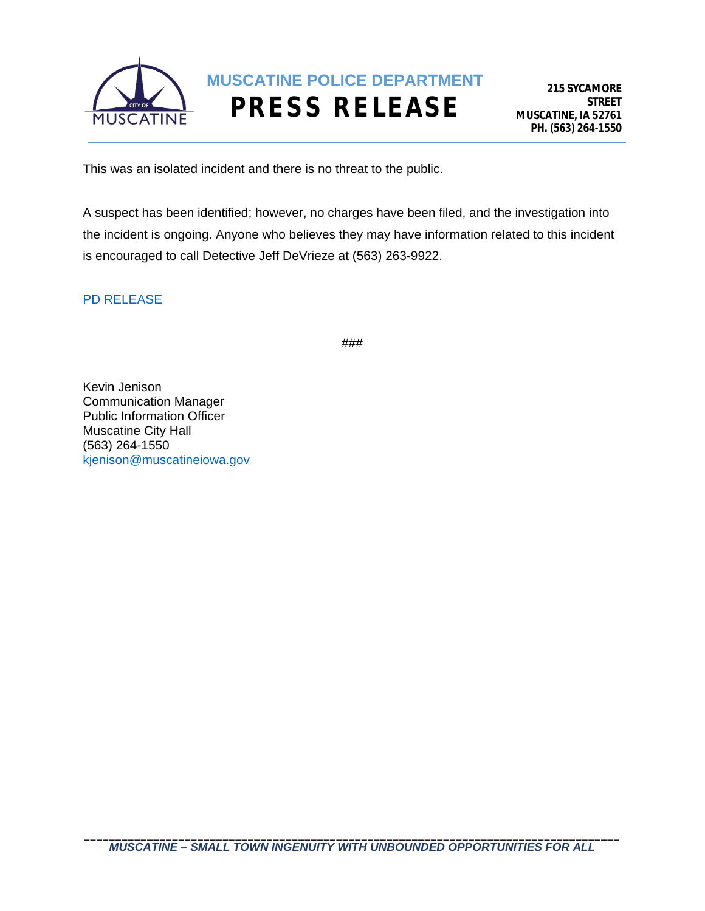This was an isolated incident and there is no threat to the public.

A suspect has been identified; however, no charges have been filed, and the investigation into the incident is ongoing. Anyone who believes they may have information related to this incident is encouraged to call Detective Jeff DeVrieze at (563) 263-9922.

PD RELEASE

###

Kevin Jenison
Communication Manager
Public Information Officer
Muscatine City Hall
(563) 264-1550
kjenison@muscatineiowa.gov